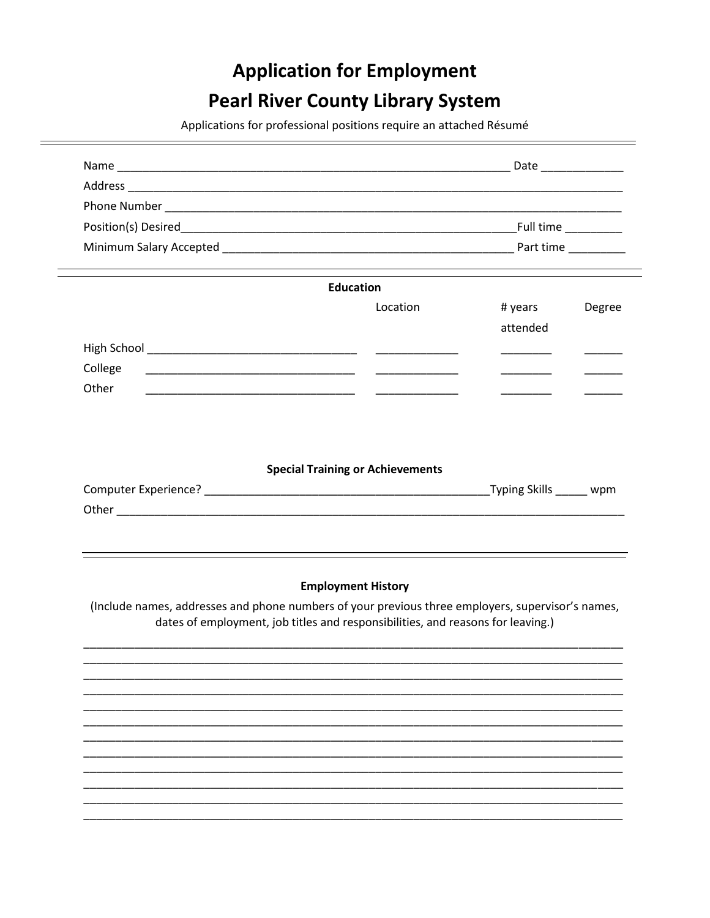# Application for Employment

# Pearl River County Library System

Applications for professional positions require an attached Résumé

---

Name ______________________________________________________________ Date _____________

Address ________________________________________________________________________________

Phone Number ___________________________________________________________________________

Position(s) Desired______________________________________________________Full time _________

Minimum Salary Accepted _______________________________________________ Part time _________

---

**Education**

| | | Location | # years attended | Degree |
|---|---|---|---|---|
| High School | _________________________________ | _____________ | ________ | ______ |
| College | _________________________________ | _____________ | ________ | ______ |
| Other | _________________________________ | _____________ | ________ | ______ |

**Special Training or Achievements**

Computer Experience? ______________________________________________Typing Skills _____ wpm

Other __________________________________________________________________________________

---

**Employment History**

(Include names, addresses and phone numbers of your previous three employers, supervisor's names, dates of employment, job titles and responsibilities, and reasons for leaving.)

________________________________________________________________________________________
________________________________________________________________________________________
________________________________________________________________________________________
________________________________________________________________________________________
________________________________________________________________________________________
________________________________________________________________________________________
________________________________________________________________________________________
________________________________________________________________________________________
________________________________________________________________________________________
________________________________________________________________________________________
________________________________________________________________________________________
________________________________________________________________________________________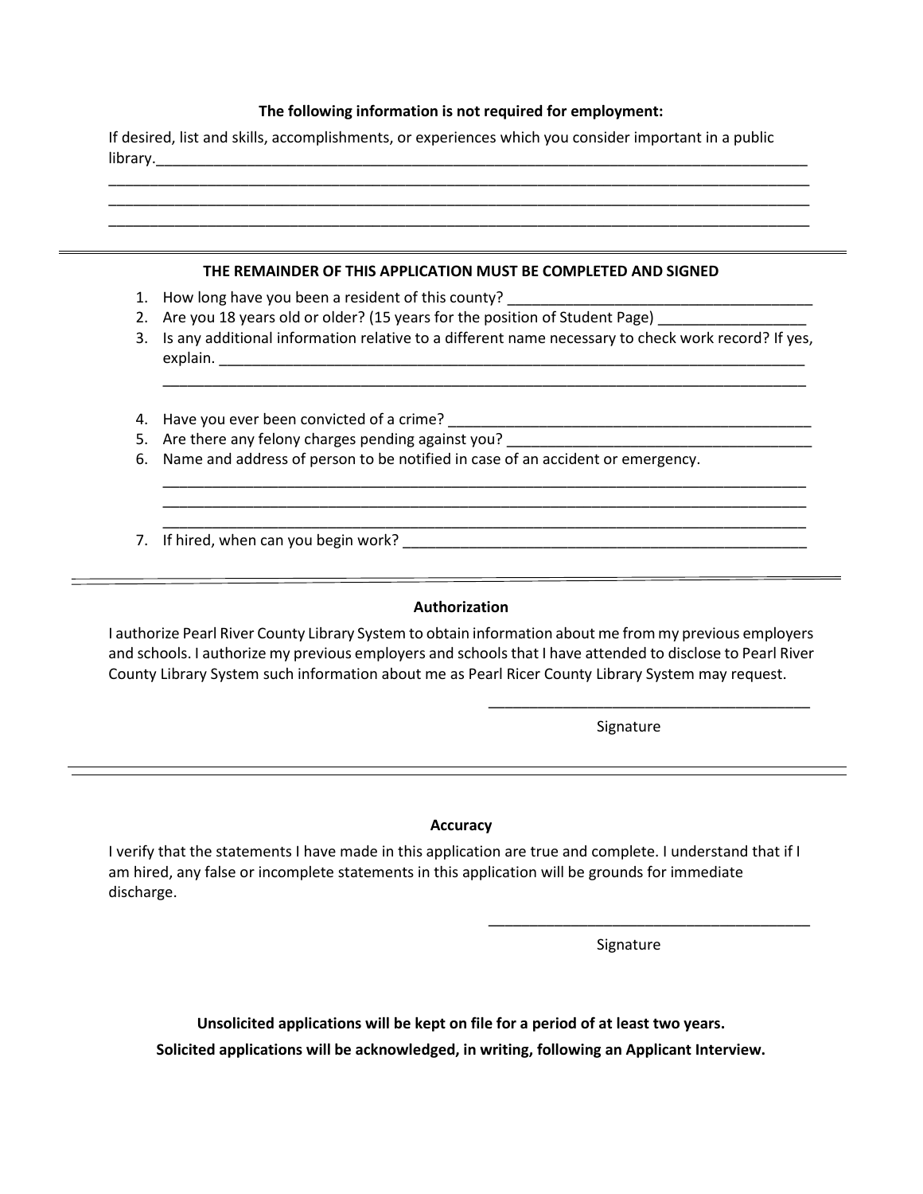**The following information is not required for employment:**

If desired, list and skills, accomplishments, or experiences which you consider important in a public library.________________________________________________________________________________
________________________________________________________________________________________________
________________________________________________________________________________________________
________________________________________________________________________________________________

---

**THE REMAINDER OF THIS APPLICATION MUST BE COMPLETED AND SIGNED**

1. How long have you been a resident of this county? ______________________________________
2. Are you 18 years old or older? (15 years for the position of Student Page) __________________
3. Is any additional information relative to a different name necessary to check work record? If yes, explain. ___________________________________________________________________________
   ________________________________________________________________________________
4. Have you ever been convicted of a crime? _____________________________________________
5. Are there any felony charges pending against you? ______________________________________
6. Name and address of person to be notified in case of an accident or emergency.
   ________________________________________________________________________________
   ________________________________________________________________________________
   ________________________________________________________________________________
7. If hired, when can you begin work? ___________________________________________________

---

**Authorization**

I authorize Pearl River County Library System to obtain information about me from my previous employers and schools. I authorize my previous employers and schools that I have attended to disclose to Pearl River County Library System such information about me as Pearl Ricer County Library System may request.

_________________________________________
Signature

---

**Accuracy**

I verify that the statements I have made in this application are true and complete. I understand that if I am hired, any false or incomplete statements in this application will be grounds for immediate discharge.

_________________________________________
Signature

**Unsolicited applications will be kept on file for a period of at least two years.**

**Solicited applications will be acknowledged, in writing, following an Applicant Interview.**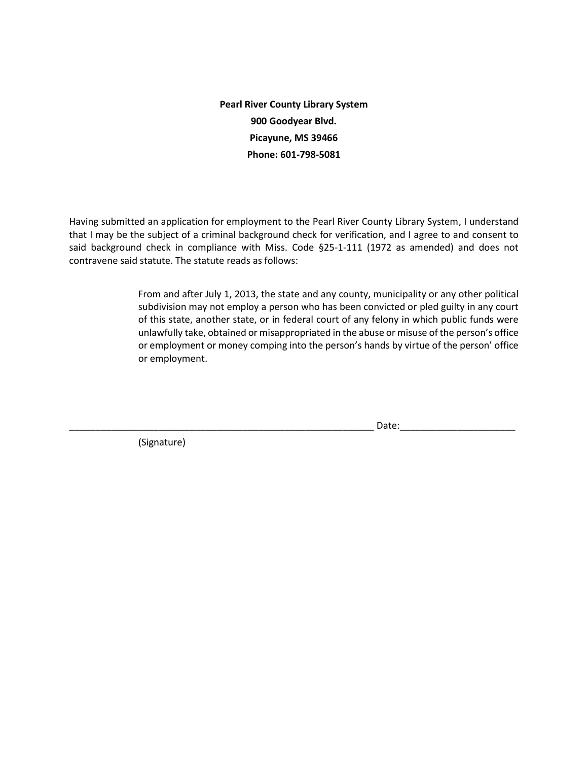**Pearl River County Library System**
**900 Goodyear Blvd.**
**Picayune, MS 39466**
**Phone: 601-798-5081**

Having submitted an application for employment to the Pearl River County Library System, I understand that I may be the subject of a criminal background check for verification, and I agree to and consent to said background check in compliance with Miss. Code §25-1-111 (1972 as amended) and does not contravene said statute. The statute reads as follows:

> From and after July 1, 2013, the state and any county, municipality or any other political subdivision may not employ a person who has been convicted or pled guilty in any court of this state, another state, or in federal court of any felony in which public funds were unlawfully take, obtained or misappropriated in the abuse or misuse of the person's office or employment or money comping into the person's hands by virtue of the person' office or employment.

____________________________________________________________ Date:______________________

(Signature)